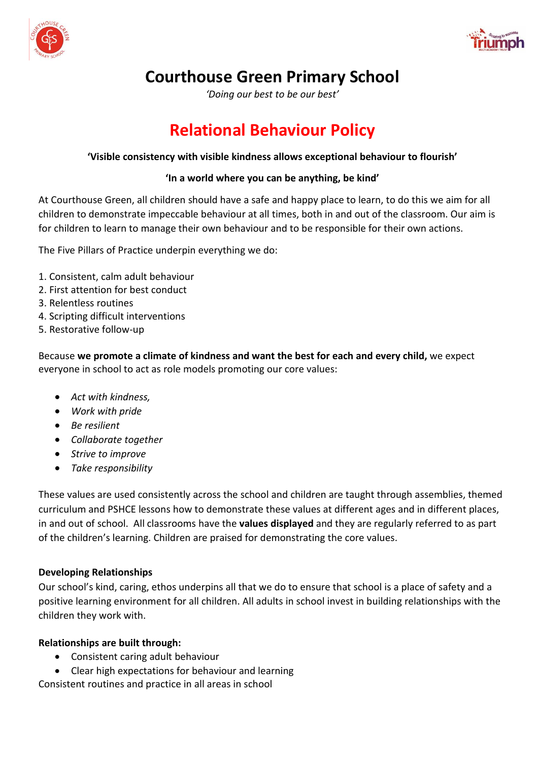# Courthouse Green Primary School

*'Doing our best to be our best'*

## Relational Behaviour Policy

**'Visible consistency with visible kindness allows exceptional behaviour to flourish'**

**'In a world where you can be anything, be kind'**

At Courthouse Green, all children should have a safe and happy place to learn, to do this we aim for all children to demonstrate impeccable behaviour at all times, both in and out of the classroom. Our aim is for children to learn to manage their own behaviour and to be responsible for their own actions.

The Five Pillars of Practice underpin everything we do:

1. Consistent, calm adult behaviour
2. First attention for best conduct
3. Relentless routines
4. Scripting difficult interventions
5. Restorative follow-up

Because **we promote a climate of kindness and want the best for each and every child,** we expect everyone in school to act as role models promoting our core values:

- *Act with kindness,*
- *Work with pride*
- *Be resilient*
- *Collaborate together*
- *Strive to improve*
- *Take responsibility*

These values are used consistently across the school and children are taught through assemblies, themed curriculum and PSHCE lessons how to demonstrate these values at different ages and in different places, in and out of school. All classrooms have the **values displayed** and they are regularly referred to as part of the children's learning. Children are praised for demonstrating the core values.

**Developing Relationships**

Our school's kind, caring, ethos underpins all that we do to ensure that school is a place of safety and a positive learning environment for all children. All adults in school invest in building relationships with the children they work with.

**Relationships are built through:**

- Consistent caring adult behaviour
- Clear high expectations for behaviour and learning

Consistent routines and practice in all areas in school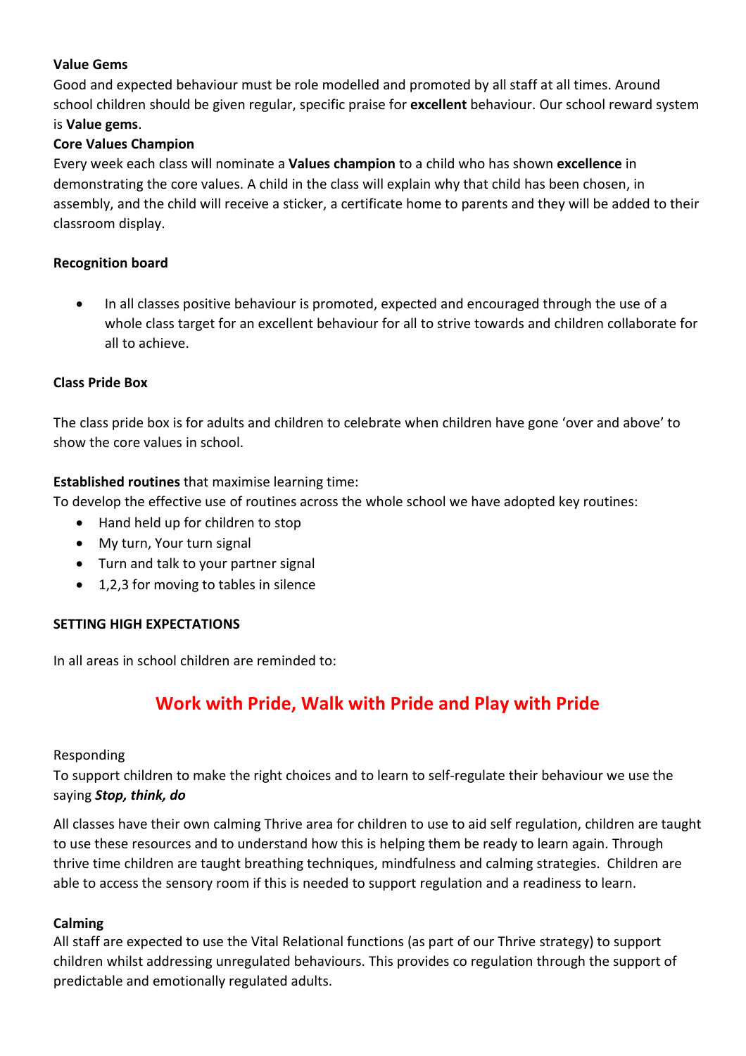**Value Gems**

Good and expected behaviour must be role modelled and promoted by all staff at all times. Around school children should be given regular, specific praise for **excellent** behaviour. Our school reward system is **Value gems**.

**Core Values Champion**

Every week each class will nominate a **Values champion** to a child who has shown **excellence** in demonstrating the core values. A child in the class will explain why that child has been chosen, in assembly, and the child will receive a sticker, a certificate home to parents and they will be added to their classroom display.

**Recognition board**

- In all classes positive behaviour is promoted, expected and encouraged through the use of a whole class target for an excellent behaviour for all to strive towards and children collaborate for all to achieve.

**Class Pride Box**

The class pride box is for adults and children to celebrate when children have gone 'over and above' to show the core values in school.

**Established routines** that maximise learning time:

To develop the effective use of routines across the whole school we have adopted key routines:

- Hand held up for children to stop
- My turn, Your turn signal
- Turn and talk to your partner signal
- 1,2,3 for moving to tables in silence

**SETTING HIGH EXPECTATIONS**

In all areas in school children are reminded to:

## Work with Pride, Walk with Pride and Play with Pride

Responding

To support children to make the right choices and to learn to self-regulate their behaviour we use the saying ***Stop, think, do***

All classes have their own calming Thrive area for children to use to aid self regulation, children are taught to use these resources and to understand how this is helping them be ready to learn again. Through thrive time children are taught breathing techniques, mindfulness and calming strategies. Children are able to access the sensory room if this is needed to support regulation and a readiness to learn.

**Calming**

All staff are expected to use the Vital Relational functions (as part of our Thrive strategy) to support children whilst addressing unregulated behaviours. This provides co regulation through the support of predictable and emotionally regulated adults.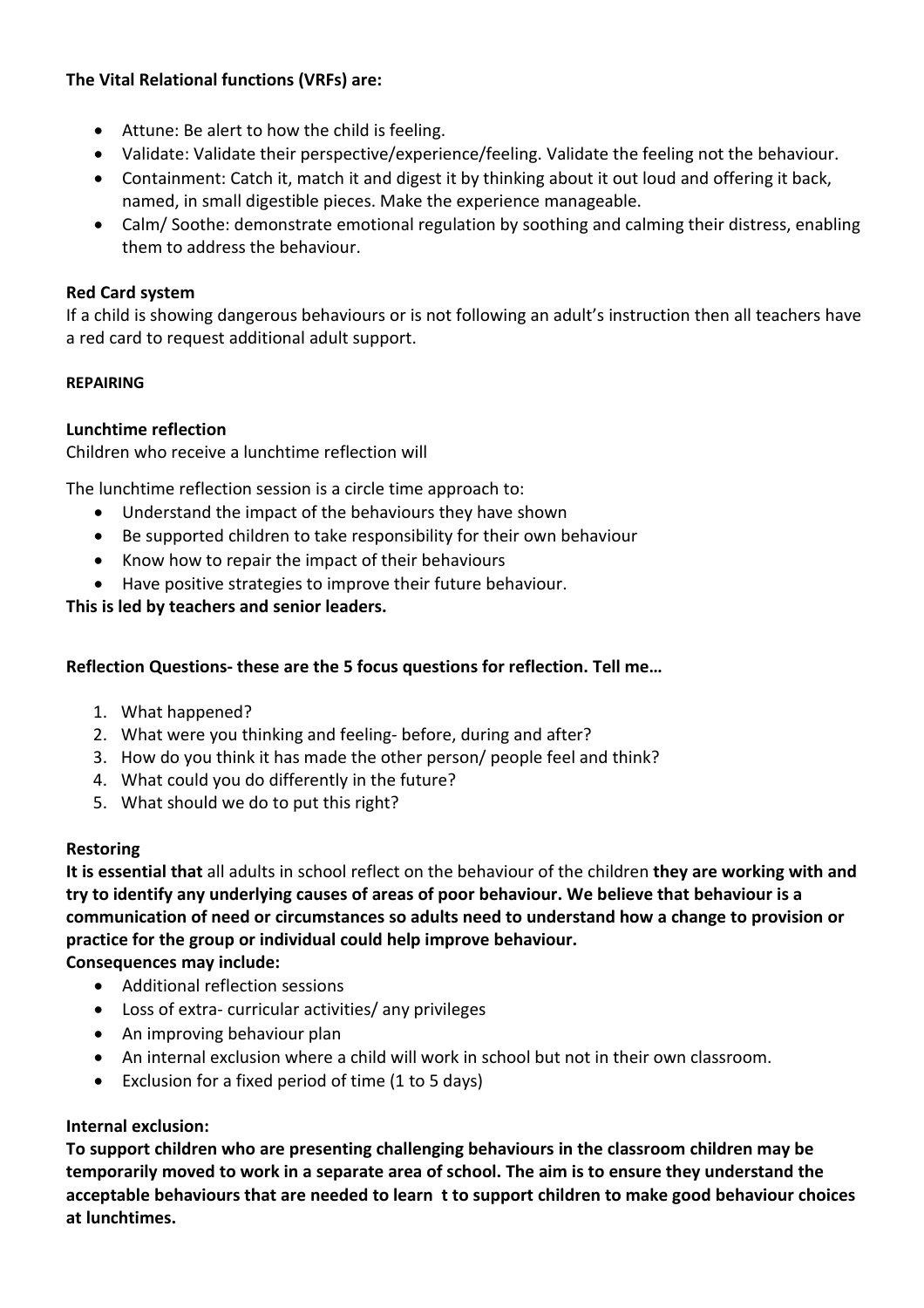**The Vital Relational functions (VRFs) are:**

- Attune: Be alert to how the child is feeling.
- Validate: Validate their perspective/experience/feeling. Validate the feeling not the behaviour.
- Containment: Catch it, match it and digest it by thinking about it out loud and offering it back, named, in small digestible pieces. Make the experience manageable.
- Calm/ Soothe: demonstrate emotional regulation by soothing and calming their distress, enabling them to address the behaviour.

**Red Card system**

If a child is showing dangerous behaviours or is not following an adult's instruction then all teachers have a red card to request additional adult support.

**REPAIRING**

**Lunchtime reflection**

Children who receive a lunchtime reflection will

The lunchtime reflection session is a circle time approach to:

- Understand the impact of the behaviours they have shown
- Be supported children to take responsibility for their own behaviour
- Know how to repair the impact of their behaviours
- Have positive strategies to improve their future behaviour.

**This is led by teachers and senior leaders.**

**Reflection Questions- these are the 5 focus questions for reflection. Tell me…**

1. What happened?
2. What were you thinking and feeling- before, during and after?
3. How do you think it has made the other person/ people feel and think?
4. What could you do differently in the future?
5. What should we do to put this right?

**Restoring**

**It is essential that** all adults in school reflect on the behaviour of the children **they are working with and try to identify any underlying causes of areas of poor behaviour. We believe that behaviour is a communication of need or circumstances so adults need to understand how a change to provision or practice for the group or individual could help improve behaviour.**

**Consequences may include:**

- Additional reflection sessions
- Loss of extra- curricular activities/ any privileges
- An improving behaviour plan
- An internal exclusion where a child will work in school but not in their own classroom.
- Exclusion for a fixed period of time (1 to 5 days)

**Internal exclusion:**

**To support children who are presenting challenging behaviours in the classroom children may be temporarily moved to work in a separate area of school. The aim is to ensure they understand the acceptable behaviours that are needed to learn t to support children to make good behaviour choices at lunchtimes.**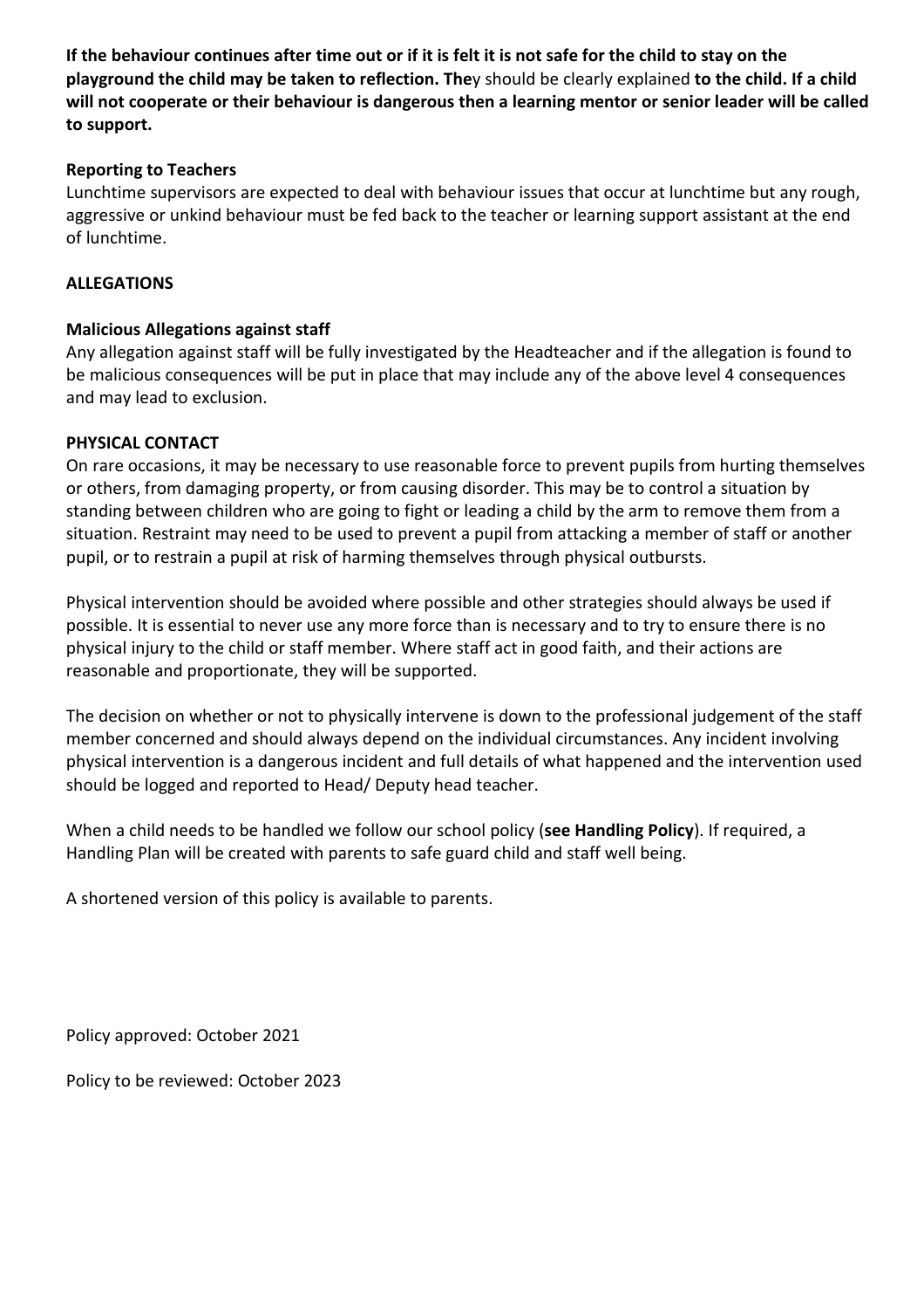**If the behaviour continues after time out or if it is felt it is not safe for the child to stay on the playground the child may be taken to reflection. The**y should be clearly explained **to the child. If a child will not cooperate or their behaviour is dangerous then a learning mentor or senior leader will be called to support.**

**Reporting to Teachers**

Lunchtime supervisors are expected to deal with behaviour issues that occur at lunchtime but any rough, aggressive or unkind behaviour must be fed back to the teacher or learning support assistant at the end of lunchtime.

**ALLEGATIONS**

**Malicious Allegations against staff**

Any allegation against staff will be fully investigated by the Headteacher and if the allegation is found to be malicious consequences will be put in place that may include any of the above level 4 consequences and may lead to exclusion.

**PHYSICAL CONTACT**

On rare occasions, it may be necessary to use reasonable force to prevent pupils from hurting themselves or others, from damaging property, or from causing disorder. This may be to control a situation by standing between children who are going to fight or leading a child by the arm to remove them from a situation. Restraint may need to be used to prevent a pupil from attacking a member of staff or another pupil, or to restrain a pupil at risk of harming themselves through physical outbursts.

Physical intervention should be avoided where possible and other strategies should always be used if possible. It is essential to never use any more force than is necessary and to try to ensure there is no physical injury to the child or staff member. Where staff act in good faith, and their actions are reasonable and proportionate, they will be supported.

The decision on whether or not to physically intervene is down to the professional judgement of the staff member concerned and should always depend on the individual circumstances. Any incident involving physical intervention is a dangerous incident and full details of what happened and the intervention used should be logged and reported to Head/ Deputy head teacher.

When a child needs to be handled we follow our school policy (**see Handling Policy**). If required, a Handling Plan will be created with parents to safe guard child and staff well being.

A shortened version of this policy is available to parents.

Policy approved: October 2021

Policy to be reviewed: October 2023